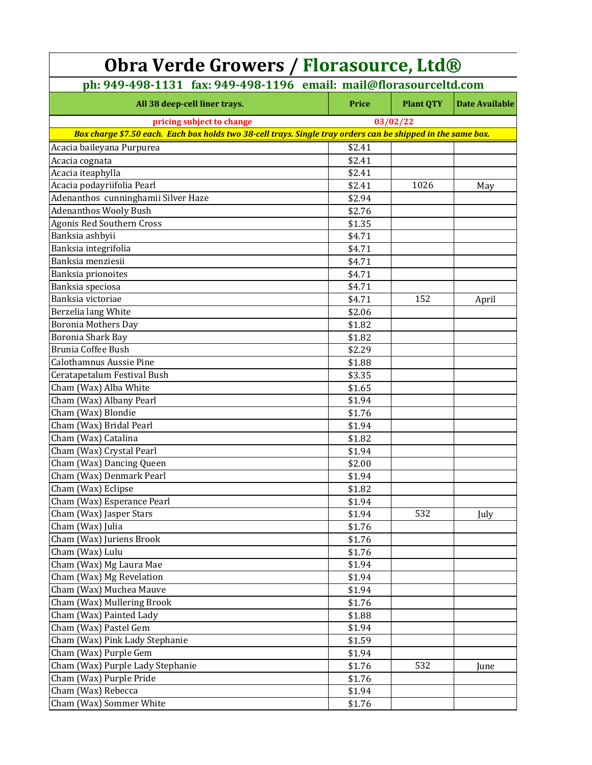# Obra Verde Growers / Florasource, Ltd®

**ph: 949-498-1131 fax: 949-498-1196 email: mail@florasourceltd.com**

| All 38 deep-cell liner trays. | Price | Plant QTY | Date Available |
|---|---|---|---|
| pricing subject to change | 03/02/22 | | |
| *Box charge $7.50 each. Each box holds two 38-cell trays. Single tray orders can be shipped in the same box.* | | | |
| Acacia baileyana Purpurea | $2.41 | | |
| Acacia cognata | $2.41 | | |
| Acacia iteaphylla | $2.41 | | |
| Acacia podayriifolia Pearl | $2.41 | 1026 | May |
| Adenanthos cunninghamii Silver Haze | $2.94 | | |
| Adenanthos Wooly Bush | $2.76 | | |
| Agonis Red Southern Cross | $1.35 | | |
| Banksia ashbyii | $4.71 | | |
| Banksia integrifolia | $4.71 | | |
| Banksia menziesii | $4.71 | | |
| Banksia prionoites | $4.71 | | |
| Banksia speciosa | $4.71 | | |
| Banksia victoriae | $4.71 | 152 | April |
| Berzelia lang White | $2.06 | | |
| Boronia Mothers Day | $1.82 | | |
| Boronia Shark Bay | $1.82 | | |
| Brunia Coffee Bush | $2.29 | | |
| Calothamnus Aussie Pine | $1.88 | | |
| Ceratapetalum Festival Bush | $3.35 | | |
| Cham (Wax) Alba White | $1.65 | | |
| Cham (Wax) Albany Pearl | $1.94 | | |
| Cham (Wax) Blondie | $1.76 | | |
| Cham (Wax) Bridal Pearl | $1.94 | | |
| Cham (Wax) Catalina | $1.82 | | |
| Cham (Wax) Crystal Pearl | $1.94 | | |
| Cham (Wax) Dancing Queen | $2.00 | | |
| Cham (Wax) Denmark Pearl | $1.94 | | |
| Cham (Wax) Eclipse | $1.82 | | |
| Cham (Wax) Esperance Pearl | $1.94 | | |
| Cham (Wax) Jasper Stars | $1.94 | 532 | July |
| Cham (Wax) Julia | $1.76 | | |
| Cham (Wax) Juriens Brook | $1.76 | | |
| Cham (Wax) Lulu | $1.76 | | |
| Cham (Wax) Mg Laura Mae | $1.94 | | |
| Cham (Wax) Mg Revelation | $1.94 | | |
| Cham (Wax) Muchea Mauve | $1.94 | | |
| Cham (Wax) Mullering Brook | $1.76 | | |
| Cham (Wax) Painted Lady | $1.88 | | |
| Cham (Wax) Pastel Gem | $1.94 | | |
| Cham (Wax) Pink Lady Stephanie | $1.59 | | |
| Cham (Wax) Purple Gem | $1.94 | | |
| Cham (Wax) Purple Lady Stephanie | $1.76 | 532 | June |
| Cham (Wax) Purple Pride | $1.76 | | |
| Cham (Wax) Rebecca | $1.94 | | |
| Cham (Wax) Sommer White | $1.76 | | |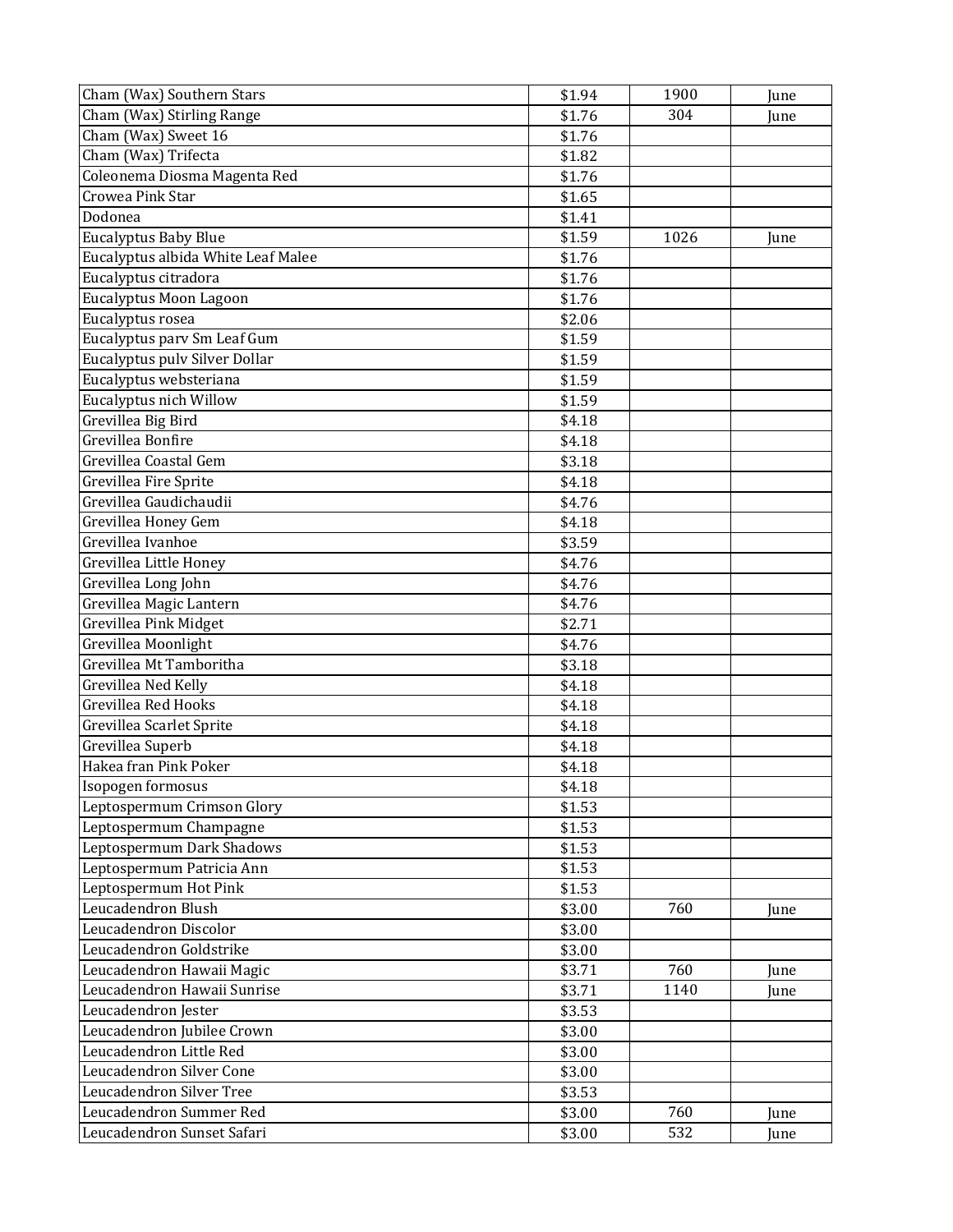| | | | |
|---|---|---|---|
| Cham (Wax) Southern Stars | $1.94 | 1900 | June |
| Cham (Wax) Stirling Range | $1.76 | 304 | June |
| Cham (Wax) Sweet 16 | $1.76 | | |
| Cham (Wax) Trifecta | $1.82 | | |
| Coleonema Diosma Magenta Red | $1.76 | | |
| Crowea Pink Star | $1.65 | | |
| Dodonea | $1.41 | | |
| Eucalyptus Baby Blue | $1.59 | 1026 | June |
| Eucalyptus albida White Leaf Malee | $1.76 | | |
| Eucalyptus citradora | $1.76 | | |
| Eucalyptus Moon Lagoon | $1.76 | | |
| Eucalyptus rosea | $2.06 | | |
| Eucalyptus parv Sm Leaf Gum | $1.59 | | |
| Eucalyptus pulv Silver Dollar | $1.59 | | |
| Eucalyptus websteriana | $1.59 | | |
| Eucalyptus nich Willow | $1.59 | | |
| Grevillea Big Bird | $4.18 | | |
| Grevillea Bonfire | $4.18 | | |
| Grevillea Coastal Gem | $3.18 | | |
| Grevillea Fire Sprite | $4.18 | | |
| Grevillea Gaudichaudii | $4.76 | | |
| Grevillea Honey Gem | $4.18 | | |
| Grevillea Ivanhoe | $3.59 | | |
| Grevillea Little Honey | $4.76 | | |
| Grevillea Long John | $4.76 | | |
| Grevillea Magic Lantern | $4.76 | | |
| Grevillea Pink Midget | $2.71 | | |
| Grevillea Moonlight | $4.76 | | |
| Grevillea Mt Tamboritha | $3.18 | | |
| Grevillea Ned Kelly | $4.18 | | |
| Grevillea Red Hooks | $4.18 | | |
| Grevillea Scarlet Sprite | $4.18 | | |
| Grevillea Superb | $4.18 | | |
| Hakea fran Pink Poker | $4.18 | | |
| Isopogen formosus | $4.18 | | |
| Leptospermum Crimson Glory | $1.53 | | |
| Leptospermum Champagne | $1.53 | | |
| Leptospermum Dark Shadows | $1.53 | | |
| Leptospermum Patricia Ann | $1.53 | | |
| Leptospermum Hot Pink | $1.53 | | |
| Leucadendron Blush | $3.00 | 760 | June |
| Leucadendron Discolor | $3.00 | | |
| Leucadendron Goldstrike | $3.00 | | |
| Leucadendron Hawaii Magic | $3.71 | 760 | June |
| Leucadendron Hawaii Sunrise | $3.71 | 1140 | June |
| Leucadendron Jester | $3.53 | | |
| Leucadendron Jubilee Crown | $3.00 | | |
| Leucadendron Little Red | $3.00 | | |
| Leucadendron Silver Cone | $3.00 | | |
| Leucadendron Silver Tree | $3.53 | | |
| Leucadendron Summer Red | $3.00 | 760 | June |
| Leucadendron Sunset Safari | $3.00 | 532 | June |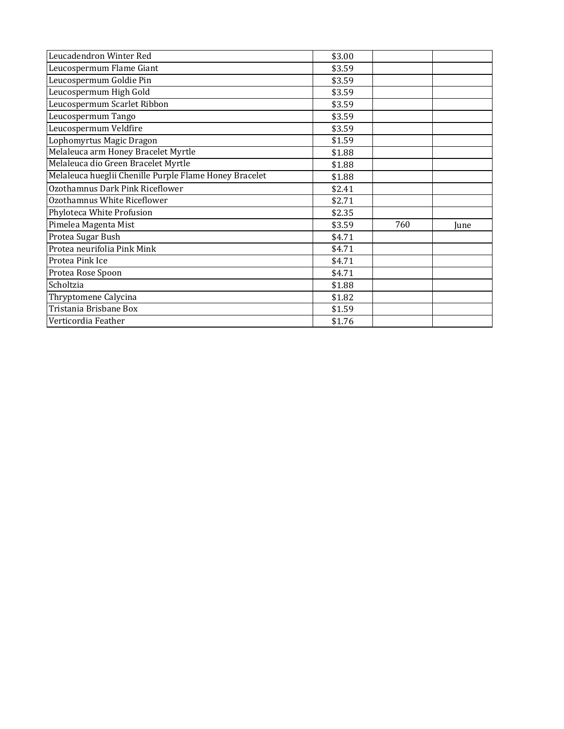| | | | |
|---|---|---|---|
| Leucadendron Winter Red | $3.00 | | |
| Leucospermum Flame Giant | $3.59 | | |
| Leucospermum Goldie Pin | $3.59 | | |
| Leucospermum High Gold | $3.59 | | |
| Leucospermum Scarlet Ribbon | $3.59 | | |
| Leucospermum Tango | $3.59 | | |
| Leucospermum Veldfire | $3.59 | | |
| Lophomyrtus Magic Dragon | $1.59 | | |
| Melaleuca arm Honey Bracelet Myrtle | $1.88 | | |
| Melaleuca dio Green Bracelet Myrtle | $1.88 | | |
| Melaleuca hueglii Chenille Purple Flame Honey Bracelet | $1.88 | | |
| Ozothamnus Dark Pink Riceflower | $2.41 | | |
| Ozothamnus White Riceflower | $2.71 | | |
| Phyloteca White Profusion | $2.35 | | |
| Pimelea Magenta Mist | $3.59 | 760 | June |
| Protea Sugar Bush | $4.71 | | |
| Protea neurifolia Pink Mink | $4.71 | | |
| Protea Pink Ice | $4.71 | | |
| Protea Rose Spoon | $4.71 | | |
| Scholtzia | $1.88 | | |
| Thryptomene Calycina | $1.82 | | |
| Tristania Brisbane Box | $1.59 | | |
| Verticordia Feather | $1.76 | | |